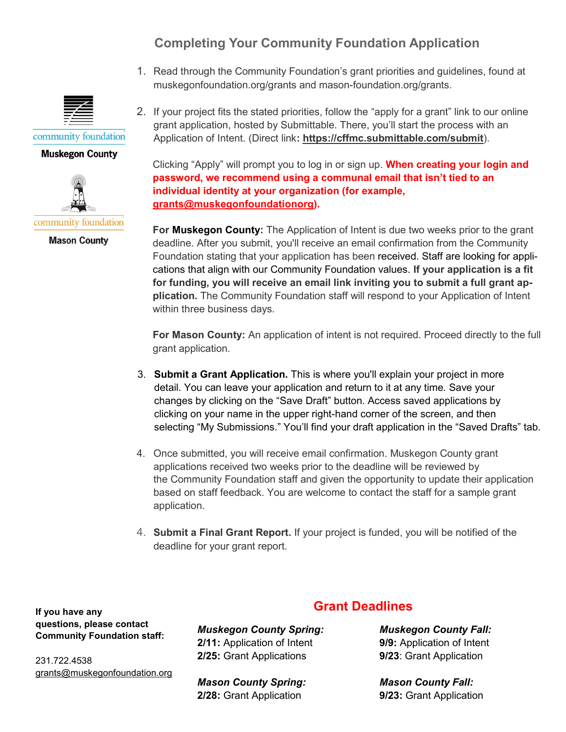# Completing Your Community Foundation Application

community foundation
**Muskegon County**

community foundation
**Mason County**

1. Read through the Community Foundation's grant priorities and guidelines, found at muskegonfoundation.org/grants and mason-foundation.org/grants.

2. If your project fits the stated priorities, follow the "apply for a grant" link to our online grant application, hosted by Submittable. There, you'll start the process with an Application of Intent. (Direct link**: https://cffmc.submittable.com/submit**).

   Clicking "Apply" will prompt you to log in or sign up. **When creating your login and password, we recommend using a communal email that isn't tied to an individual identity at your organization (for example, grants@muskegonfoundationorg).**

   **For Muskegon County:** The Application of Intent is due two weeks prior to the grant deadline. After you submit, you'll receive an email confirmation from the Community Foundation stating that your application has been received. Staff are looking for applications that align with our Community Foundation values. **If your application is a fit for funding, you will receive an email link inviting you to submit a full grant application.** The Community Foundation staff will respond to your Application of Intent within three business days.

   **For Mason County:** An application of intent is not required. Proceed directly to the full grant application.

3. **Submit a Grant Application.** This is where you'll explain your project in more detail. You can leave your application and return to it at any time. Save your changes by clicking on the "Save Draft" button. Access saved applications by clicking on your name in the upper right-hand corner of the screen, and then selecting "My Submissions." You'll find your draft application in the "Saved Drafts" tab.

4. Once submitted, you will receive email confirmation. Muskegon County grant applications received two weeks prior to the deadline will be reviewed by the Community Foundation staff and given the opportunity to update their application based on staff feedback. You are welcome to contact the staff for a sample grant application.

4. **Submit a Final Grant Report.** If your project is funded, you will be notified of the deadline for your grant report.

**If you have any questions, please contact Community Foundation staff:**

231.722.4538
grants@muskegonfoundation.org

## Grant Deadlines

***Muskegon County Spring:***
**2/11:** Application of Intent
**2/25:** Grant Applications

***Muskegon County Fall:***
**9/9:** Application of Intent
**9/23**: Grant Application

***Mason County Spring:***
**2/28:** Grant Application

***Mason County Fall:***
**9/23:** Grant Application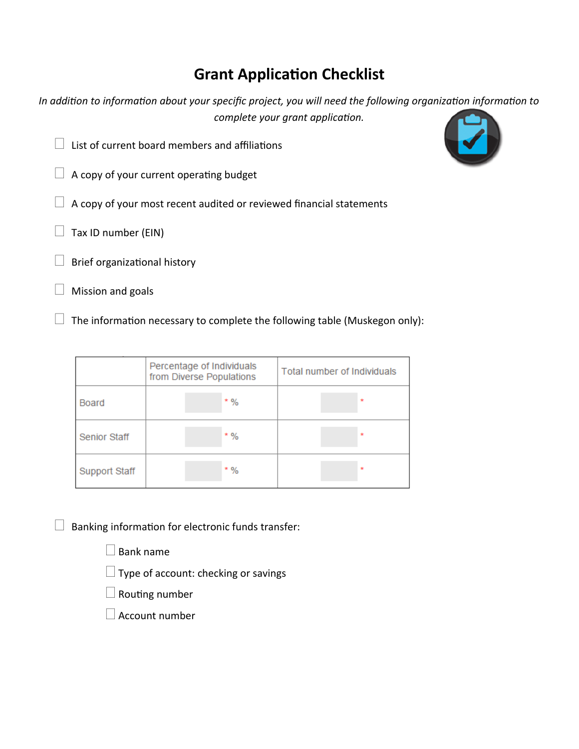# Grant Application Checklist

*In addition to information about your specific project, you will need the following organization information to complete your grant application.*

- ☐ List of current board members and affiliations
- ☐ A copy of your current operating budget
- ☐ A copy of your most recent audited or reviewed financial statements
- ☐ Tax ID number (EIN)
- ☐ Brief organizational history
- ☐ Mission and goals
- ☐ The information necessary to complete the following table (Muskegon only):

| | Percentage of Individuals from Diverse Populations | Total number of Individuals |
|---|---|---|
| Board | * % | * |
| Senior Staff | * % | * |
| Support Staff | * % | * |

- ☐ Banking information for electronic funds transfer:
  - ☐ Bank name
  - ☐ Type of account: checking or savings
  - ☐ Routing number
  - ☐ Account number